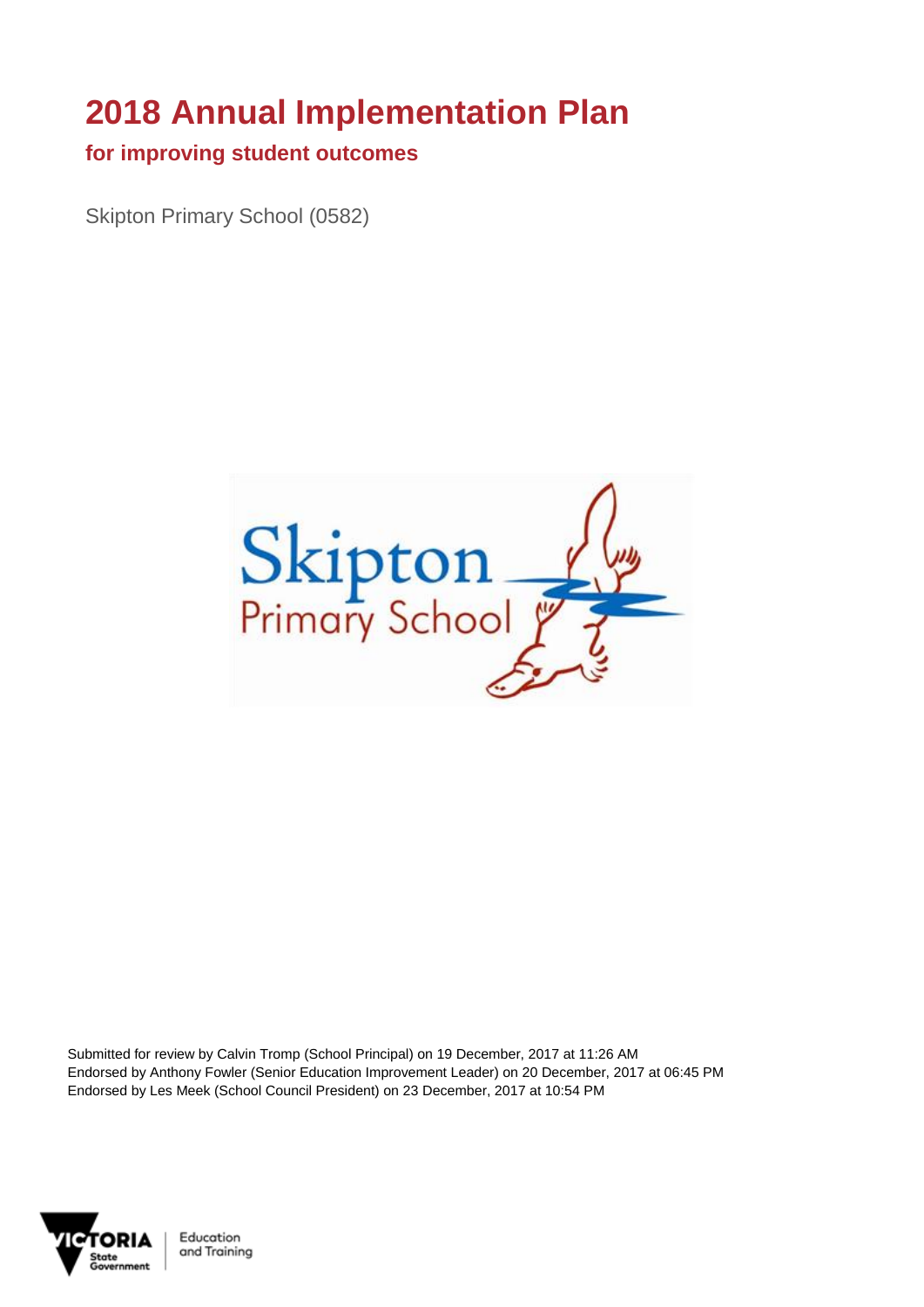# 2018 Annual Implementation Plan

## for improving student outcomes

Skipton Primary School (0582)

Submitted for review by Calvin Tromp (School Principal) on 19 December, 2017 at 11:26 AM
Endorsed by Anthony Fowler (Senior Education Improvement Leader) on 20 December, 2017 at 06:45 PM
Endorsed by Les Meek (School Council President) on 23 December, 2017 at 10:54 PM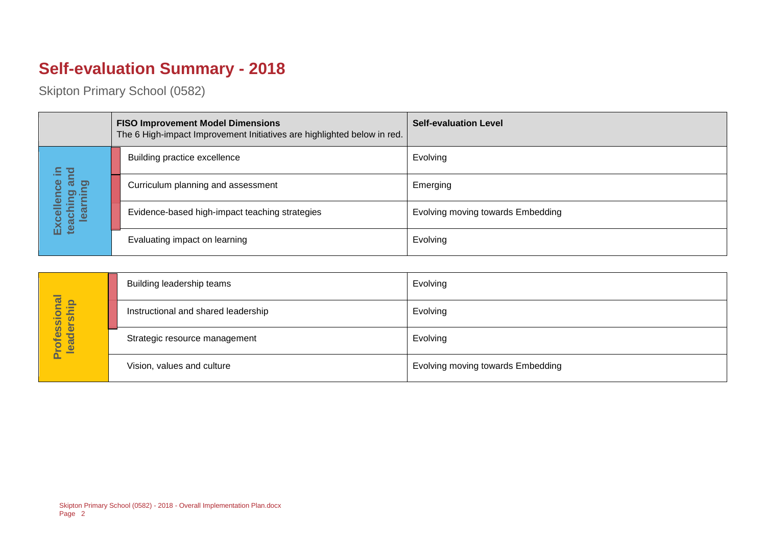# Self-evaluation Summary - 2018

Skipton Primary School (0582)

| | FISO Improvement Model Dimensions<br>The 6 High-impact Improvement Initiatives are highlighted below in red. | Self-evaluation Level |
|---|---|---|
| Excellence in teaching and learning | Building practice excellence | Evolving |
| | Curriculum planning and assessment | Emerging |
| | Evidence-based high-impact teaching strategies | Evolving moving towards Embedding |
| | Evaluating impact on learning | Evolving |

| | | |
|---|---|---|
| Professional leadership | Building leadership teams | Evolving |
| | Instructional and shared leadership | Evolving |
| | Strategic resource management | Evolving |
| | Vision, values and culture | Evolving moving towards Embedding |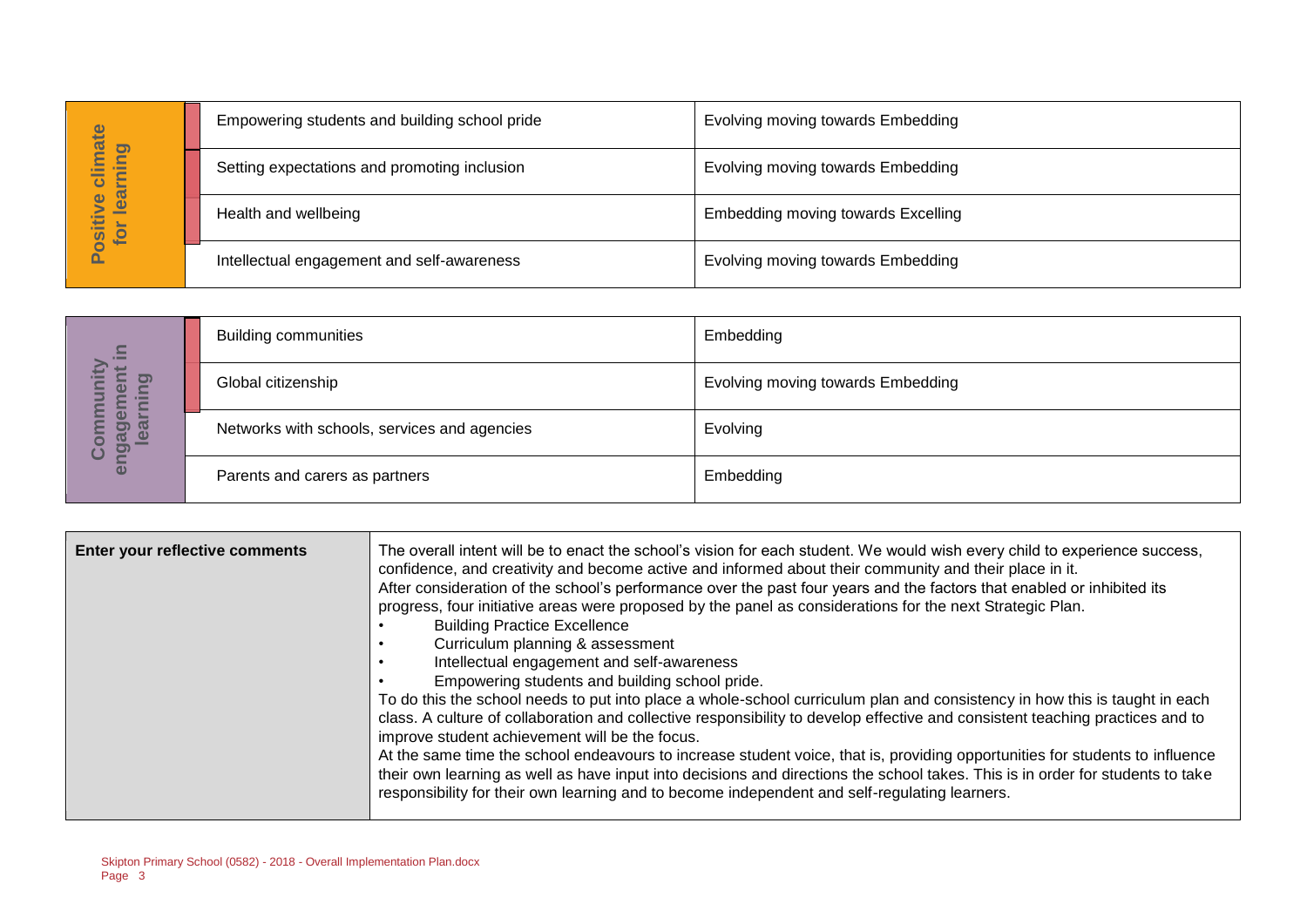| Positive climate for learning | |
|---|---|
| Empowering students and building school pride | Evolving moving towards Embedding |
| Setting expectations and promoting inclusion | Evolving moving towards Embedding |
| Health and wellbeing | Embedding moving towards Excelling |
| Intellectual engagement and self-awareness | Evolving moving towards Embedding |

| Community engagement in learning | |
|---|---|
| Building communities | Embedding |
| Global citizenship | Evolving moving towards Embedding |
| Networks with schools, services and agencies | Evolving |
| Parents and carers as partners | Embedding |

**Enter your reflective comments**

The overall intent will be to enact the school's vision for each student. We would wish every child to experience success, confidence, and creativity and become active and informed about their community and their place in it.
After consideration of the school's performance over the past four years and the factors that enabled or inhibited its progress, four initiative areas were proposed by the panel as considerations for the next Strategic Plan.

- Building Practice Excellence
- Curriculum planning & assessment
- Intellectual engagement and self-awareness
- Empowering students and building school pride.

To do this the school needs to put into place a whole-school curriculum plan and consistency in how this is taught in each class. A culture of collaboration and collective responsibility to develop effective and consistent teaching practices and to improve student achievement will be the focus.
At the same time the school endeavours to increase student voice, that is, providing opportunities for students to influence their own learning as well as have input into decisions and directions the school takes. This is in order for students to take responsibility for their own learning and to become independent and self-regulating learners.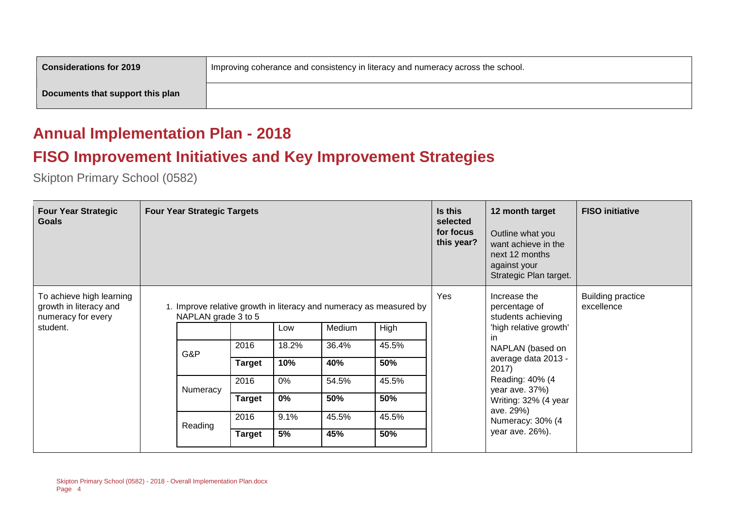| Considerations for 2019 | Improving coherance and consistency in literacy and numeracy across the school. |
| --- | --- |
| Documents that support this plan | |

## Annual Implementation Plan - 2018

## FISO Improvement Initiatives and Key Improvement Strategies

Skipton Primary School (0582)

| Four Year Strategic Goals | Four Year Strategic Targets | Is this selected for focus this year? | 12 month target<br>Outline what you want achieve in the next 12 months against your Strategic Plan target. | FISO initiative |
| --- | --- | --- | --- | --- |
| To achieve high learning growth in literacy and numeracy for every student. | 1. Improve relative growth in literacy and numeracy as measured by NAPLAN grade 3 to 5 (see table below) | Yes | Increase the percentage of students achieving 'high relative growth' in NAPLAN (based on average data 2013 - 2017)<br>Reading: 40% (4 year ave. 37%)<br>Writing: 32% (4 year ave. 29%)<br>Numeracy: 30% (4 year ave. 26%). | Building practice excellence |

| | | Low | Medium | High |
| --- | --- | --- | --- | --- |
| G&P | 2016 | 18.2% | 36.4% | 45.5% |
| | **Target** | **10%** | **40%** | **50%** |
| Numeracy | 2016 | 0% | 54.5% | 45.5% |
| | **Target** | **0%** | **50%** | **50%** |
| Reading | 2016 | 9.1% | 45.5% | 45.5% |
| | **Target** | **5%** | **45%** | **50%** |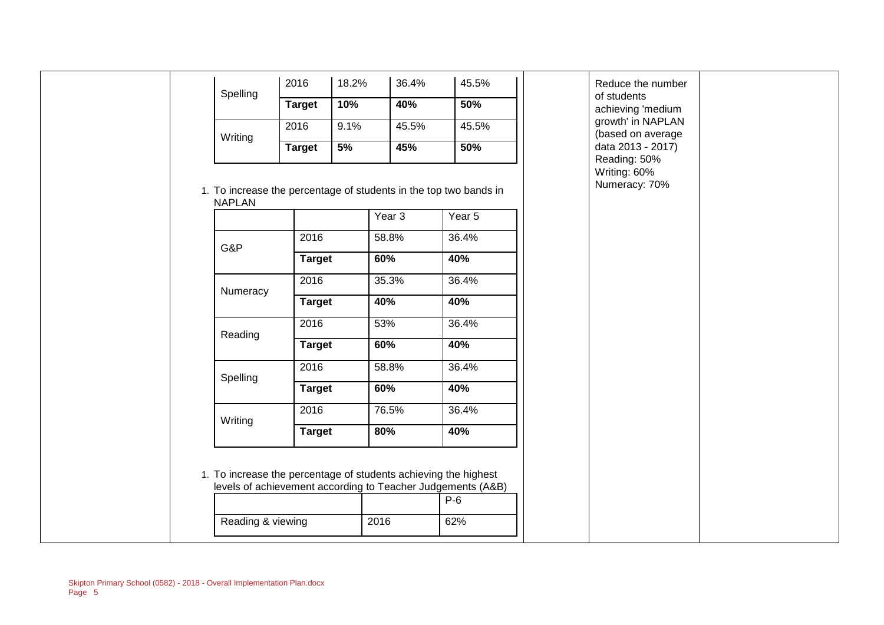| Spelling | 2016 | 18.2% | 36.4% | 45.5% |
|---|---|---|---|---|
| | **Target** | **10%** | **40%** | **50%** |
| Writing | 2016 | 9.1% | 45.5% | 45.5% |
| | **Target** | **5%** | **45%** | **50%** |

1. To increase the percentage of students in the top two bands in NAPLAN

| | | Year 3 | Year 5 |
|---|---|---|---|
| G&P | 2016 | 58.8% | 36.4% |
| | **Target** | **60%** | **40%** |
| Numeracy | 2016 | 35.3% | 36.4% |
| | **Target** | **40%** | **40%** |
| Reading | 2016 | 53% | 36.4% |
| | **Target** | **60%** | **40%** |
| Spelling | 2016 | 58.8% | 36.4% |
| | **Target** | **60%** | **40%** |
| Writing | 2016 | 76.5% | 36.4% |
| | **Target** | **80%** | **40%** |

1. To increase the percentage of students achieving the highest levels of achievement according to Teacher Judgements (A&B)

| | | P-6 |
|---|---|---|
| Reading & viewing | 2016 | 62% |

Reduce the number of students achieving 'medium growth' in NAPLAN (based on average data 2013 - 2017)
Reading: 50%
Writing: 60%
Numeracy: 70%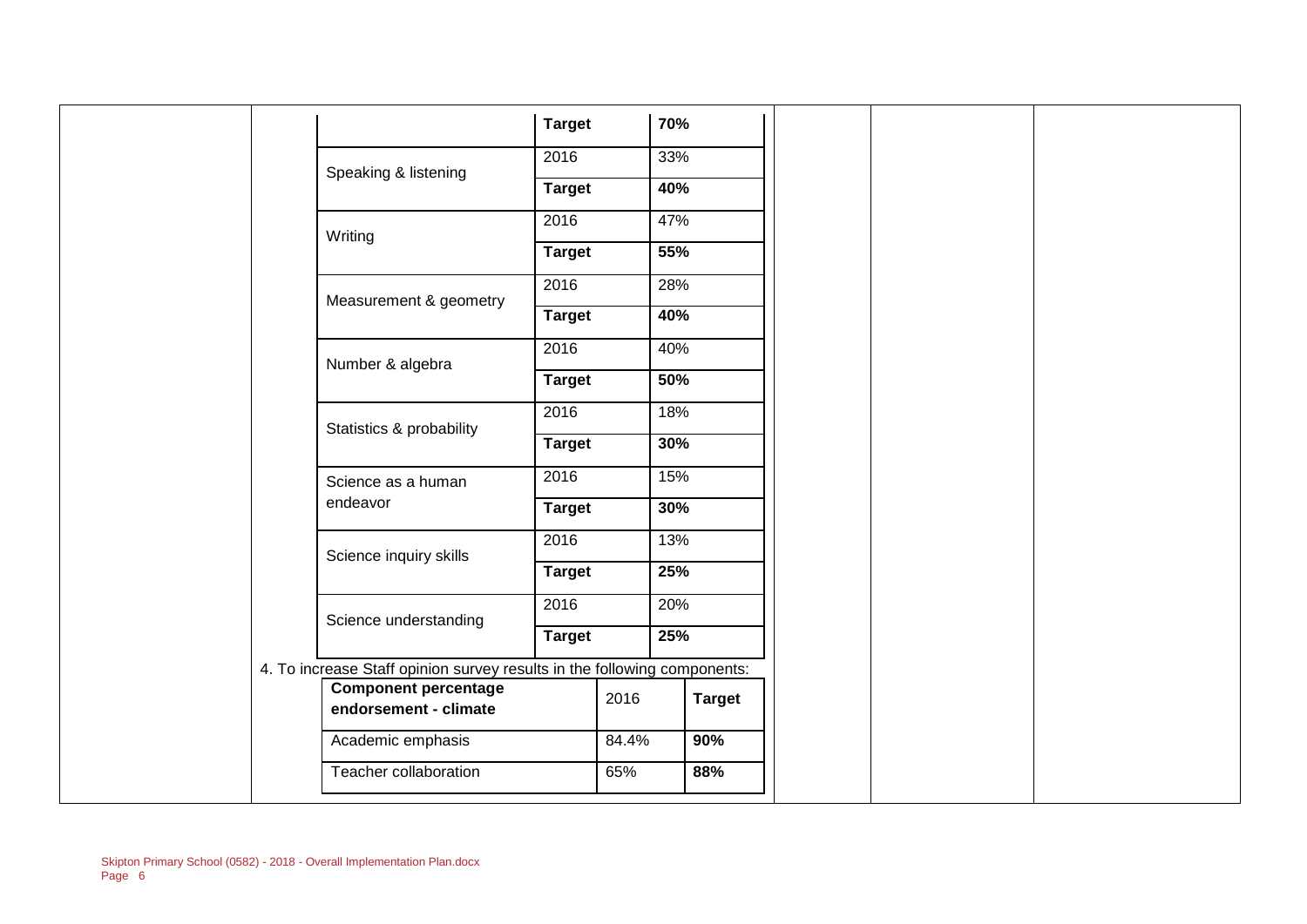| | | |
|---|---|---|
| | **Target** | **70%** |
| Speaking & listening | 2016 | 33% |
| | **Target** | **40%** |
| Writing | 2016 | 47% |
| | **Target** | **55%** |
| Measurement & geometry | 2016 | 28% |
| | **Target** | **40%** |
| Number & algebra | 2016 | 40% |
| | **Target** | **50%** |
| Statistics & probability | 2016 | 18% |
| | **Target** | **30%** |
| Science as a human endeavor | 2016 | 15% |
| | **Target** | **30%** |
| Science inquiry skills | 2016 | 13% |
| | **Target** | **25%** |
| Science understanding | 2016 | 20% |
| | **Target** | **25%** |

4. To increase Staff opinion survey results in the following components:

| **Component percentage endorsement - climate** | 2016 | **Target** |
|---|---|---|
| Academic emphasis | 84.4% | **90%** |
| Teacher collaboration | 65% | **88%** |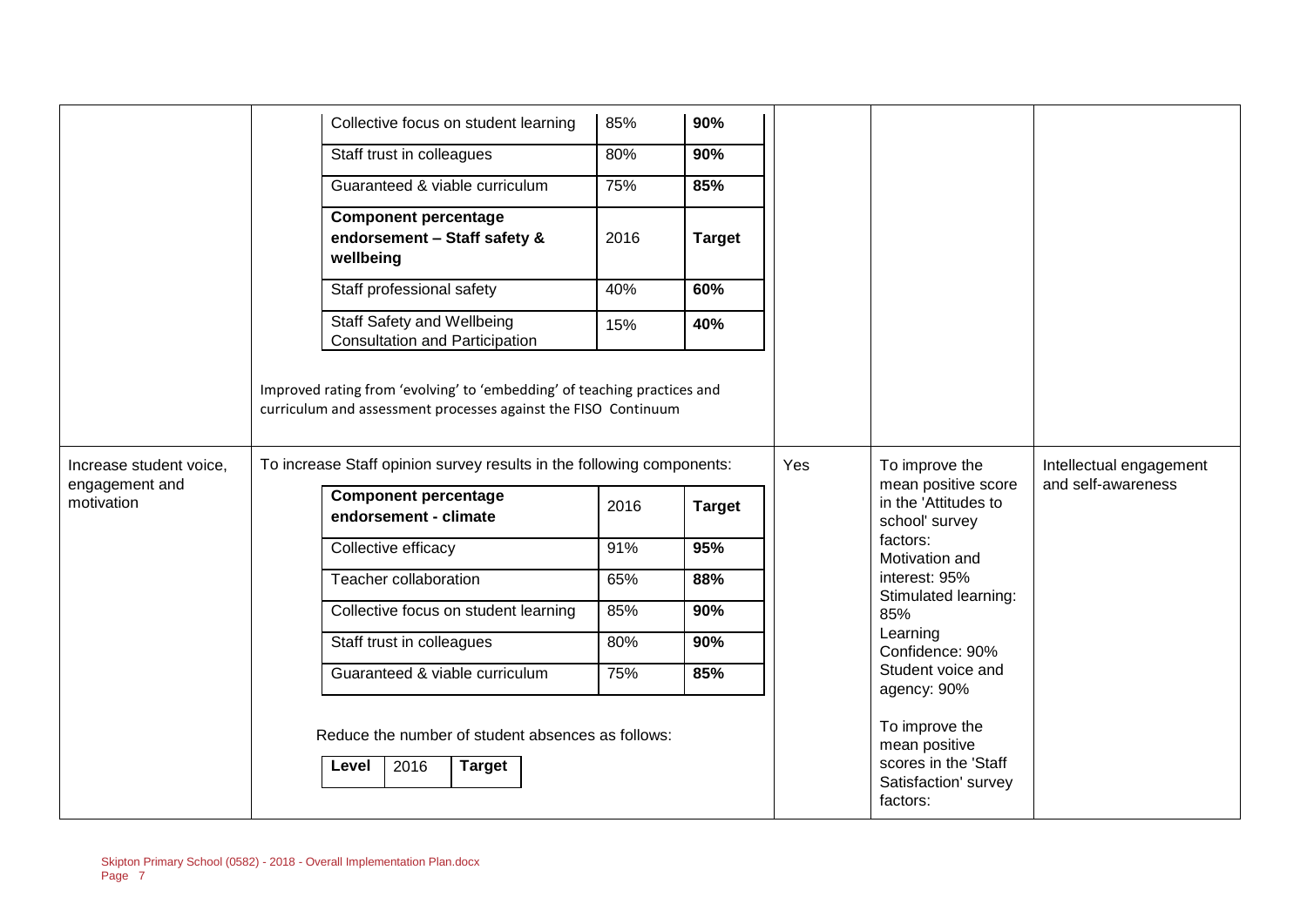| | | | | |
|---|---|---|---|---|
| | | | | |

| Component percentage endorsement - climate (cont.) | 2016 | Target |
|---|---|---|
| Collective focus on student learning | 85% | **90%** |
| Staff trust in colleagues | 80% | **90%** |
| Guaranteed & viable curriculum | 75% | **85%** |

| **Component percentage endorsement – Staff safety & wellbeing** | 2016 | **Target** |
|---|---|---|
| Staff professional safety | 40% | **60%** |
| Staff Safety and Wellbeing Consultation and Participation | 15% | **40%** |

Improved rating from 'evolving' to 'embedding' of teaching practices and curriculum and assessment processes against the FISO Continuum

---

**Increase student voice, engagement and motivation**

To increase Staff opinion survey results in the following components:

| **Component percentage endorsement - climate** | 2016 | **Target** |
|---|---|---|
| Collective efficacy | 91% | **95%** |
| Teacher collaboration | 65% | **88%** |
| Collective focus on student learning | 85% | **90%** |
| Staff trust in colleagues | 80% | **90%** |
| Guaranteed & viable curriculum | 75% | **85%** |

Reduce the number of student absences as follows:

| **Level** | 2016 | **Target** |
|---|---|---|

Yes

To improve the mean positive score in the 'Attitudes to school' survey factors:
Motivation and interest: 95%
Stimulated learning: 85%
Learning Confidence: 90%
Student voice and agency: 90%

To improve the mean positive scores in the 'Staff Satisfaction' survey factors:

Intellectual engagement and self-awareness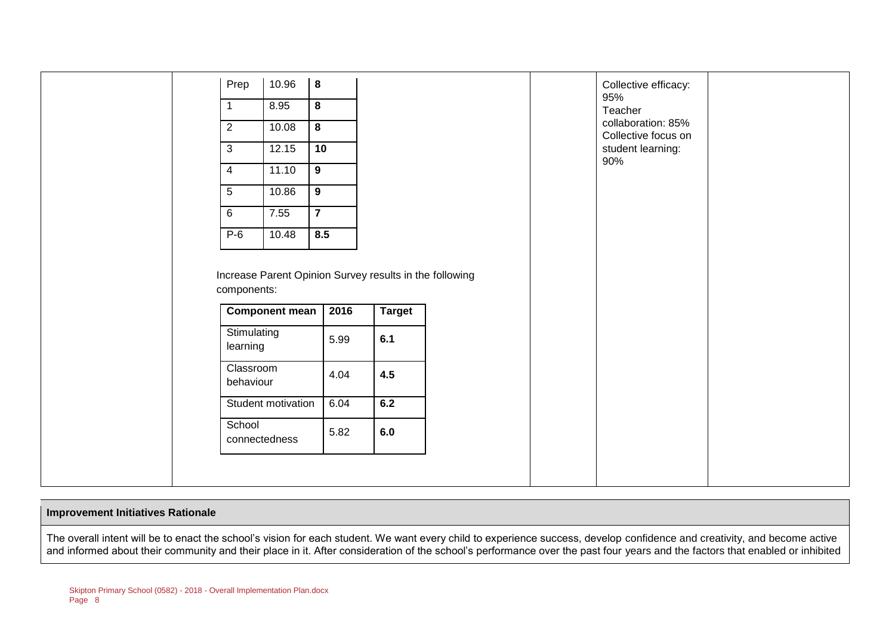| Prep | 10.96 | **8** |
|---|---|---|
| 1 | 8.95 | **8** |
| 2 | 10.08 | **8** |
| 3 | 12.15 | **10** |
| 4 | 11.10 | **9** |
| 5 | 10.86 | **9** |
| 6 | 7.55 | **7** |
| P-6 | 10.48 | **8.5** |

Increase Parent Opinion Survey results in the following components:

| Component mean | 2016 | Target |
|---|---|---|
| Stimulating learning | 5.99 | **6.1** |
| Classroom behaviour | 4.04 | **4.5** |
| Student motivation | 6.04 | **6.2** |
| School connectedness | 5.82 | **6.0** |

Collective efficacy: 95%
Teacher collaboration: 85%
Collective focus on student learning: 90%

**Improvement Initiatives Rationale**

The overall intent will be to enact the school's vision for each student. We want every child to experience success, develop confidence and creativity, and become active and informed about their community and their place in it. After consideration of the school's performance over the past four years and the factors that enabled or inhibited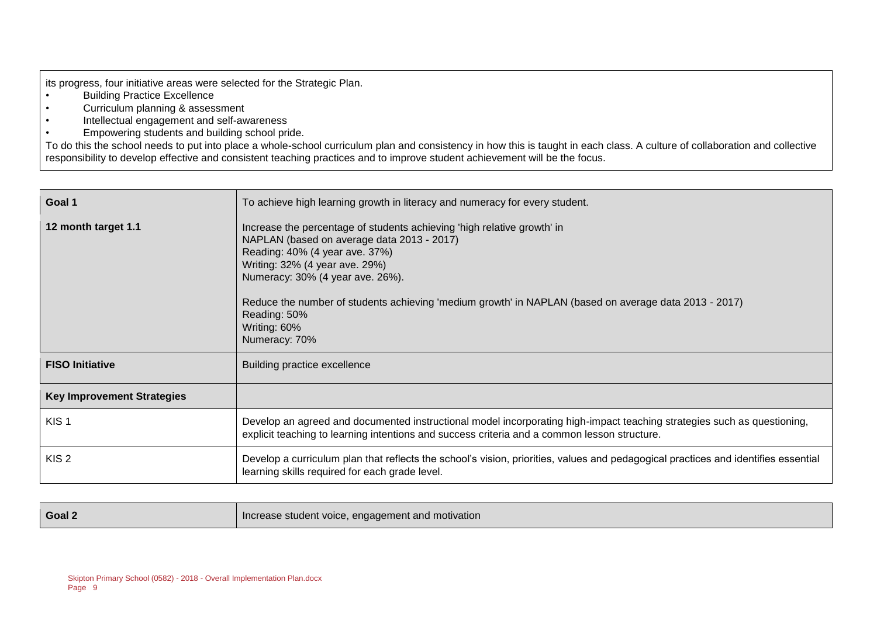its progress, four initiative areas were selected for the Strategic Plan.

- Building Practice Excellence
- Curriculum planning & assessment
- Intellectual engagement and self-awareness
- Empowering students and building school pride.

To do this the school needs to put into place a whole-school curriculum plan and consistency in how this is taught in each class. A culture of collaboration and collective responsibility to develop effective and consistent teaching practices and to improve student achievement will be the focus.

| **Goal 1** | To achieve high learning growth in literacy and numeracy for every student. |
|---|---|
| **12 month target 1.1** | Increase the percentage of students achieving 'high relative growth' in NAPLAN (based on average data 2013 - 2017)<br>Reading: 40% (4 year ave. 37%)<br>Writing: 32% (4 year ave. 29%)<br>Numeracy: 30% (4 year ave. 26%).<br><br>Reduce the number of students achieving 'medium growth' in NAPLAN (based on average data 2013 - 2017)<br>Reading: 50%<br>Writing: 60%<br>Numeracy: 70% |
| **FISO Initiative** | Building practice excellence |
| **Key Improvement Strategies** | |
| KIS 1 | Develop an agreed and documented instructional model incorporating high-impact teaching strategies such as questioning, explicit teaching to learning intentions and success criteria and a common lesson structure. |
| KIS 2 | Develop a curriculum plan that reflects the school's vision, priorities, values and pedagogical practices and identifies essential learning skills required for each grade level. |

| **Goal 2** | Increase student voice, engagement and motivation |
|---|---|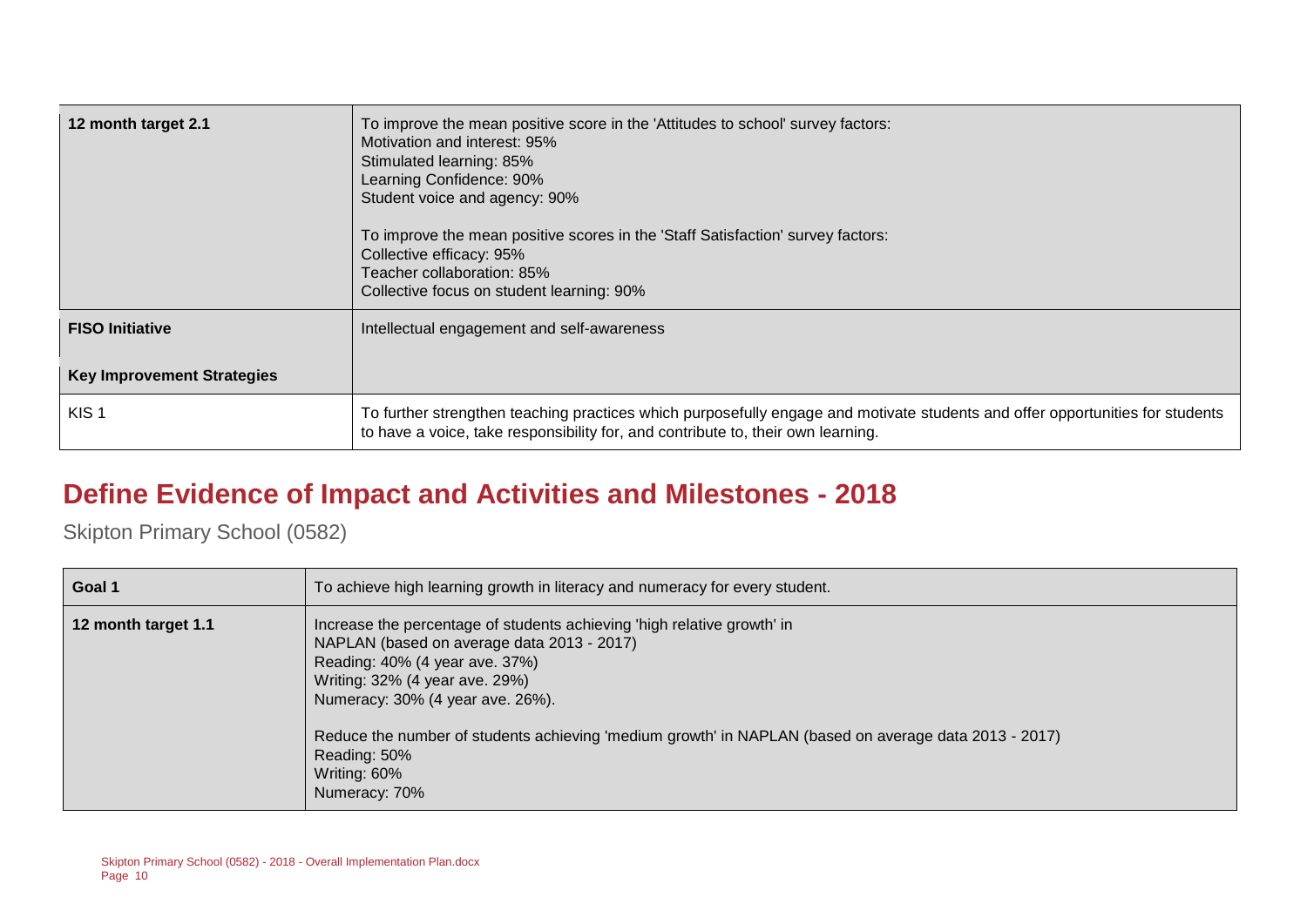| | |
|---|---|
| **12 month target 2.1** | To improve the mean positive score in the 'Attitudes to school' survey factors:<br>Motivation and interest: 95%<br>Stimulated learning: 85%<br>Learning Confidence: 90%<br>Student voice and agency: 90%<br><br>To improve the mean positive scores in the 'Staff Satisfaction' survey factors:<br>Collective efficacy: 95%<br>Teacher collaboration: 85%<br>Collective focus on student learning: 90% |
| **FISO Initiative** | Intellectual engagement and self-awareness |
| **Key Improvement Strategies** | |
| KIS 1 | To further strengthen teaching practices which purposefully engage and motivate students and offer opportunities for students to have a voice, take responsibility for, and contribute to, their own learning. |

## Define Evidence of Impact and Activities and Milestones - 2018

Skipton Primary School (0582)

| | |
|---|---|
| **Goal 1** | To achieve high learning growth in literacy and numeracy for every student. |
| **12 month target 1.1** | Increase the percentage of students achieving 'high relative growth' in<br>NAPLAN (based on average data 2013 - 2017)<br>Reading: 40% (4 year ave. 37%)<br>Writing: 32% (4 year ave. 29%)<br>Numeracy: 30% (4 year ave. 26%).<br><br>Reduce the number of students achieving 'medium growth' in NAPLAN (based on average data 2013 - 2017)<br>Reading: 50%<br>Writing: 60%<br>Numeracy: 70% |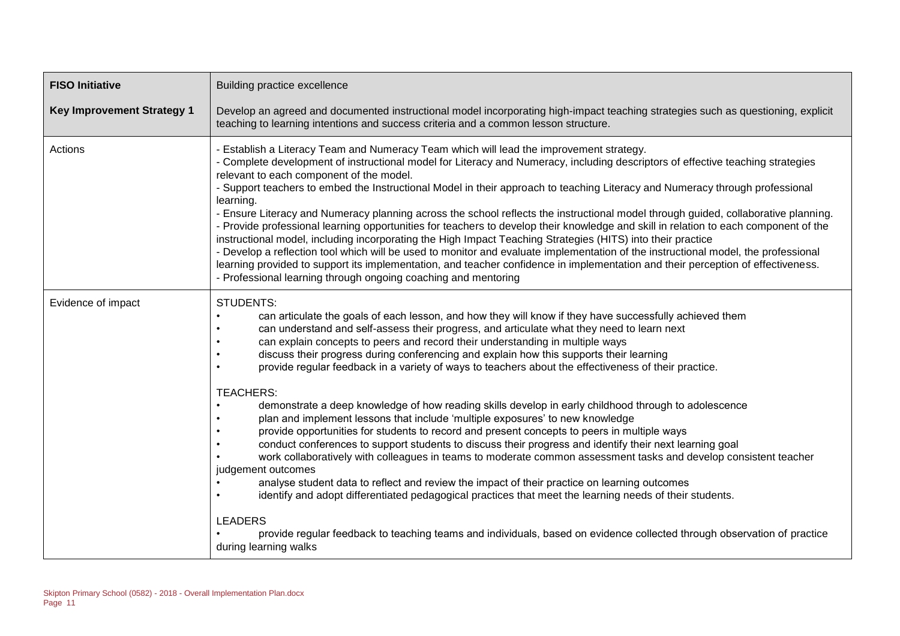| **FISO Initiative** | Building practice excellence |
| --- | --- |
| **Key Improvement Strategy 1** | Develop an agreed and documented instructional model incorporating high-impact teaching strategies such as questioning, explicit teaching to learning intentions and success criteria and a common lesson structure. |
| Actions | - Establish a Literacy Team and Numeracy Team which will lead the improvement strategy.<br>- Complete development of instructional model for Literacy and Numeracy, including descriptors of effective teaching strategies relevant to each component of the model.<br>- Support teachers to embed the Instructional Model in their approach to teaching Literacy and Numeracy through professional learning.<br>- Ensure Literacy and Numeracy planning across the school reflects the instructional model through guided, collaborative planning.<br>- Provide professional learning opportunities for teachers to develop their knowledge and skill in relation to each component of the instructional model, including incorporating the High Impact Teaching Strategies (HITS) into their practice<br>- Develop a reflection tool which will be used to monitor and evaluate implementation of the instructional model, the professional learning provided to support its implementation, and teacher confidence in implementation and their perception of effectiveness.<br>- Professional learning through ongoing coaching and mentoring |
| Evidence of impact | STUDENTS:<br>• can articulate the goals of each lesson, and how they will know if they have successfully achieved them<br>• can understand and self-assess their progress, and articulate what they need to learn next<br>• can explain concepts to peers and record their understanding in multiple ways<br>• discuss their progress during conferencing and explain how this supports their learning<br>• provide regular feedback in a variety of ways to teachers about the effectiveness of their practice.<br><br>TEACHERS:<br>• demonstrate a deep knowledge of how reading skills develop in early childhood through to adolescence<br>• plan and implement lessons that include 'multiple exposures' to new knowledge<br>• provide opportunities for students to record and present concepts to peers in multiple ways<br>• conduct conferences to support students to discuss their progress and identify their next learning goal<br>• work collaboratively with colleagues in teams to moderate common assessment tasks and develop consistent teacher judgement outcomes<br>• analyse student data to reflect and review the impact of their practice on learning outcomes<br>• identify and adopt differentiated pedagogical practices that meet the learning needs of their students.<br><br>LEADERS<br>• provide regular feedback to teaching teams and individuals, based on evidence collected through observation of practice during learning walks |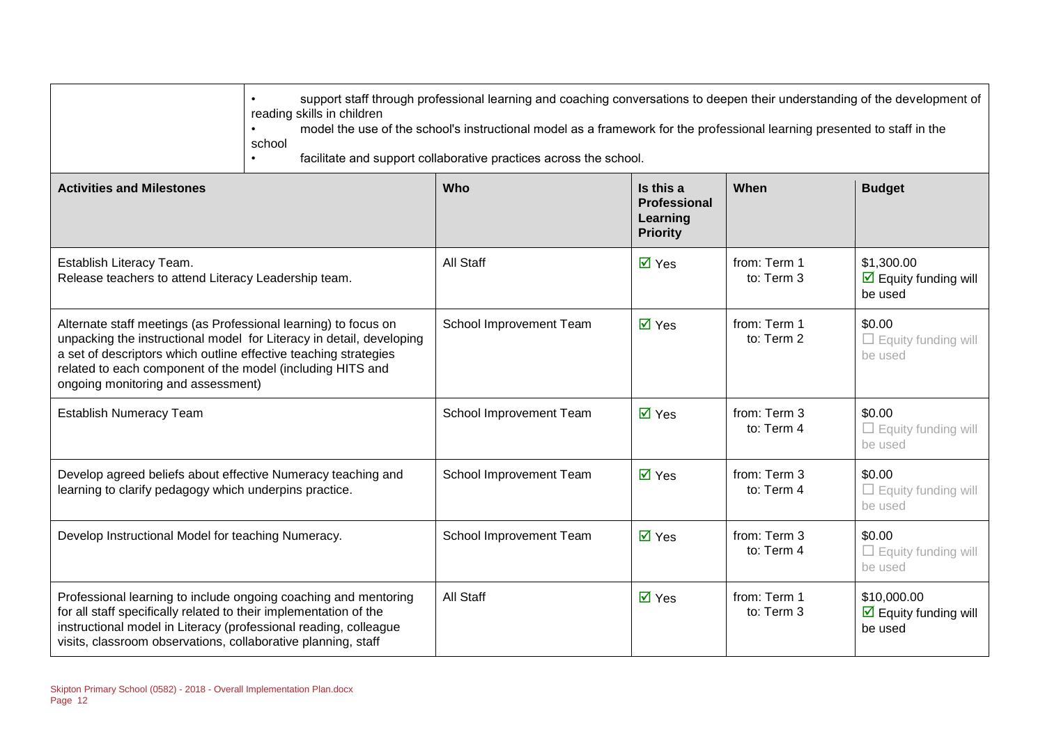| | |
|---|---|
| | • support staff through professional learning and coaching conversations to deepen their understanding of the development of reading skills in children<br>• model the use of the school's instructional model as a framework for the professional learning presented to staff in the school<br>• facilitate and support collaborative practices across the school. |

| Activities and Milestones | Who | Is this a Professional Learning Priority | When | Budget |
|---|---|---|---|---|
| Establish Literacy Team.<br>Release teachers to attend Literacy Leadership team. | All Staff | ☑ Yes | from: Term 1<br>to: Term 3 | $1,300.00<br>☑ Equity funding will be used |
| Alternate staff meetings (as Professional learning) to focus on unpacking the instructional model for Literacy in detail, developing a set of descriptors which outline effective teaching strategies related to each component of the model (including HITS and ongoing monitoring and assessment) | School Improvement Team | ☑ Yes | from: Term 1<br>to: Term 2 | $0.00<br>☐ Equity funding will be used |
| Establish Numeracy Team | School Improvement Team | ☑ Yes | from: Term 3<br>to: Term 4 | $0.00<br>☐ Equity funding will be used |
| Develop agreed beliefs about effective Numeracy teaching and learning to clarify pedagogy which underpins practice. | School Improvement Team | ☑ Yes | from: Term 3<br>to: Term 4 | $0.00<br>☐ Equity funding will be used |
| Develop Instructional Model for teaching Numeracy. | School Improvement Team | ☑ Yes | from: Term 3<br>to: Term 4 | $0.00<br>☐ Equity funding will be used |
| Professional learning to include ongoing coaching and mentoring for all staff specifically related to their implementation of the instructional model in Literacy (professional reading, colleague visits, classroom observations, collaborative planning, staff | All Staff | ☑ Yes | from: Term 1<br>to: Term 3 | $10,000.00<br>☑ Equity funding will be used |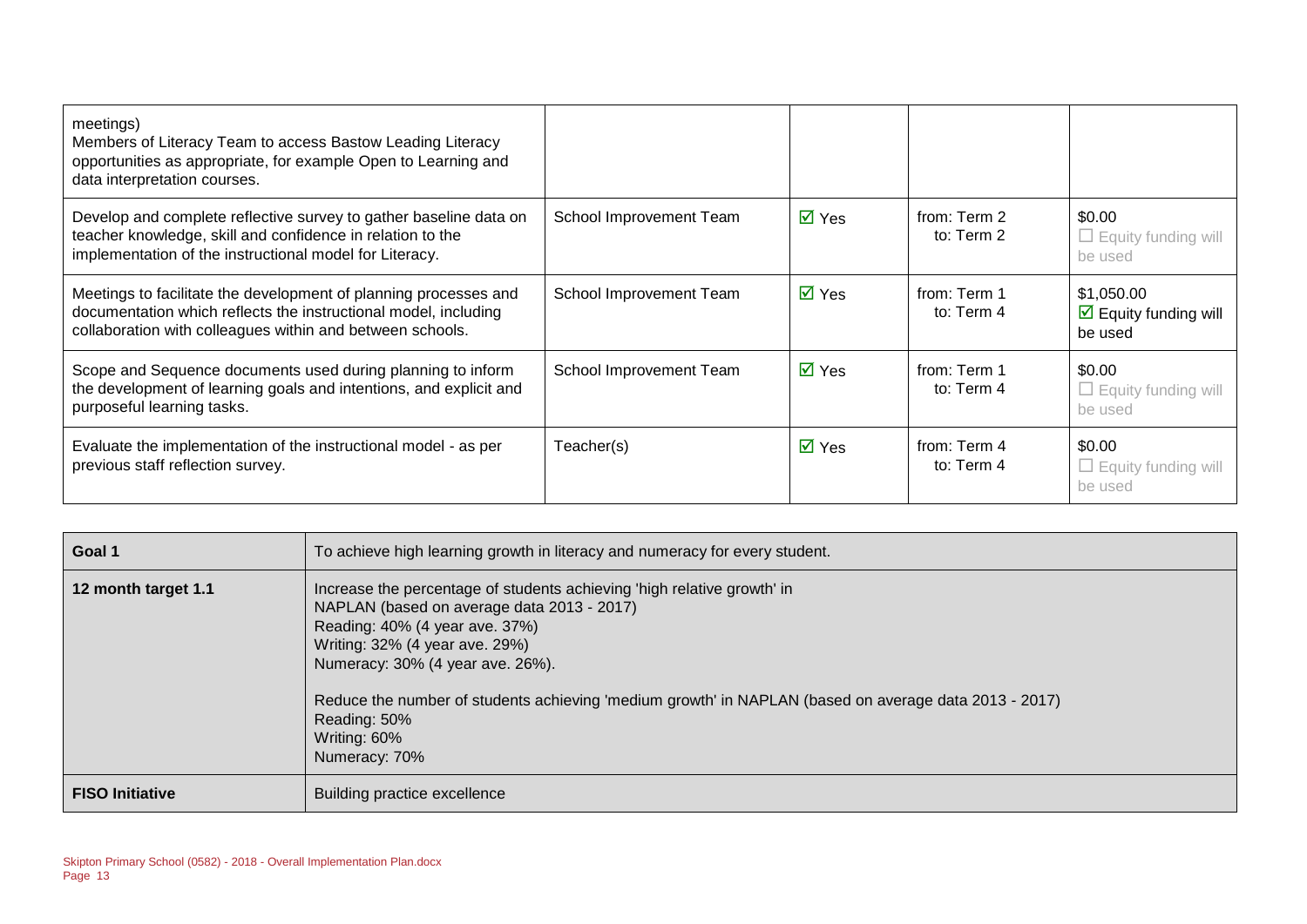| | | | | |
|---|---|---|---|---|
| meetings)<br>Members of Literacy Team to access Bastow Leading Literacy opportunities as appropriate, for example Open to Learning and data interpretation courses. | | | | |
| Develop and complete reflective survey to gather baseline data on teacher knowledge, skill and confidence in relation to the implementation of the instructional model for Literacy. | School Improvement Team | ☑ Yes | from: Term 2<br>to: Term 2 | $0.00<br>☐ Equity funding will be used |
| Meetings to facilitate the development of planning processes and documentation which reflects the instructional model, including collaboration with colleagues within and between schools. | School Improvement Team | ☑ Yes | from: Term 1<br>to: Term 4 | $1,050.00<br>☑ Equity funding will be used |
| Scope and Sequence documents used during planning to inform the development of learning goals and intentions, and explicit and purposeful learning tasks. | School Improvement Team | ☑ Yes | from: Term 1<br>to: Term 4 | $0.00<br>☐ Equity funding will be used |
| Evaluate the implementation of the instructional model - as per previous staff reflection survey. | Teacher(s) | ☑ Yes | from: Term 4<br>to: Term 4 | $0.00<br>☐ Equity funding will be used |

| **Goal 1** | To achieve high learning growth in literacy and numeracy for every student. |
|---|---|
| **12 month target 1.1** | Increase the percentage of students achieving 'high relative growth' in NAPLAN (based on average data 2013 - 2017)<br>Reading: 40% (4 year ave. 37%)<br>Writing: 32% (4 year ave. 29%)<br>Numeracy: 30% (4 year ave. 26%).<br><br>Reduce the number of students achieving 'medium growth' in NAPLAN (based on average data 2013 - 2017)<br>Reading: 50%<br>Writing: 60%<br>Numeracy: 70% |
| **FISO Initiative** | Building practice excellence |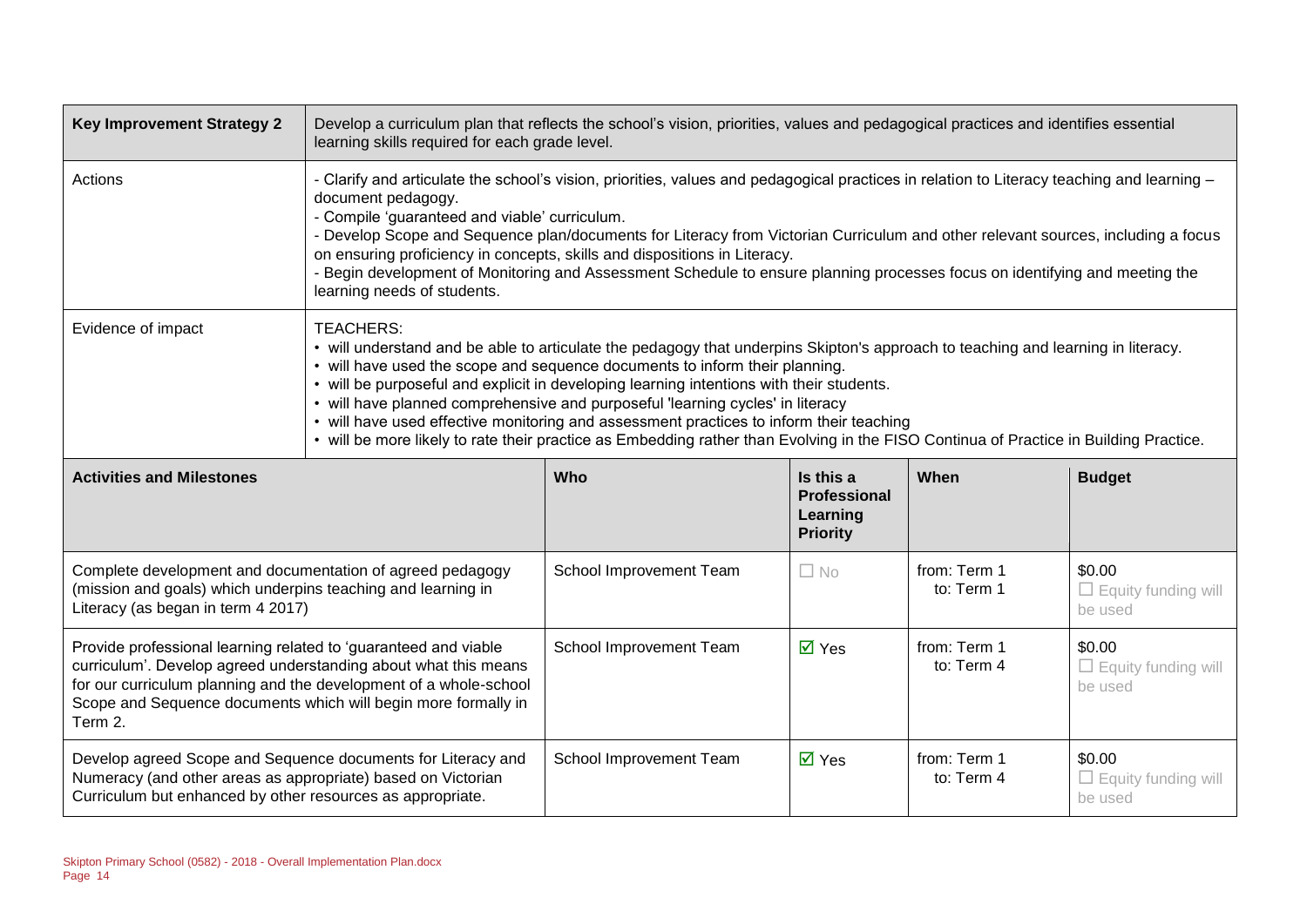| Key Improvement Strategy 2 | Develop a curriculum plan that reflects the school's vision, priorities, values and pedagogical practices and identifies essential learning skills required for each grade level. |
|---|---|
| Actions | - Clarify and articulate the school's vision, priorities, values and pedagogical practices in relation to Literacy teaching and learning – document pedagogy.<br>- Compile 'guaranteed and viable' curriculum.<br>- Develop Scope and Sequence plan/documents for Literacy from Victorian Curriculum and other relevant sources, including a focus on ensuring proficiency in concepts, skills and dispositions in Literacy.<br>- Begin development of Monitoring and Assessment Schedule to ensure planning processes focus on identifying and meeting the learning needs of students. |
| Evidence of impact | TEACHERS:<br>• will understand and be able to articulate the pedagogy that underpins Skipton's approach to teaching and learning in literacy.<br>• will have used the scope and sequence documents to inform their planning.<br>• will be purposeful and explicit in developing learning intentions with their students.<br>• will have planned comprehensive and purposeful 'learning cycles' in literacy<br>• will have used effective monitoring and assessment practices to inform their teaching<br>• will be more likely to rate their practice as Embedding rather than Evolving in the FISO Continua of Practice in Building Practice. |

| Activities and Milestones | Who | Is this a Professional Learning Priority | When | Budget |
|---|---|---|---|---|
| Complete development and documentation of agreed pedagogy (mission and goals) which underpins teaching and learning in Literacy (as began in term 4 2017) | School Improvement Team | ☐ No | from: Term 1<br>to: Term 1 | $0.00<br>☐ Equity funding will be used |
| Provide professional learning related to 'guaranteed and viable curriculum'. Develop agreed understanding about what this means for our curriculum planning and the development of a whole-school Scope and Sequence documents which will begin more formally in Term 2. | School Improvement Team | ☑ Yes | from: Term 1<br>to: Term 4 | $0.00<br>☐ Equity funding will be used |
| Develop agreed Scope and Sequence documents for Literacy and Numeracy (and other areas as appropriate) based on Victorian Curriculum but enhanced by other resources as appropriate. | School Improvement Team | ☑ Yes | from: Term 1<br>to: Term 4 | $0.00<br>☐ Equity funding will be used |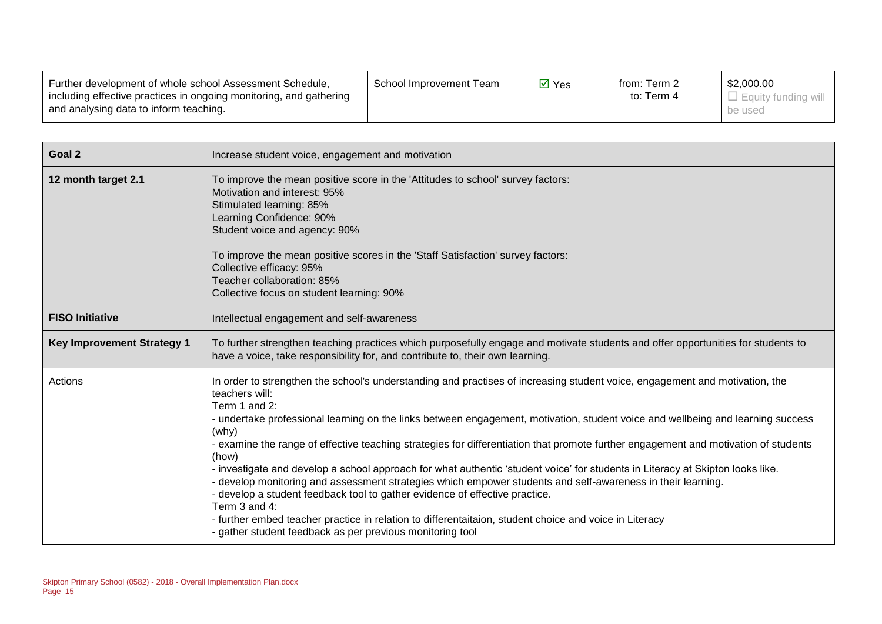| Further development of whole school Assessment Schedule, including effective practices in ongoing monitoring, and gathering and analysing data to inform teaching. | School Improvement Team | ☑ Yes | from: Term 2<br>to: Term 4 | $2,000.00<br>☐ Equity funding will be used |
|---|---|---|---|---|

| **Goal 2** | Increase student voice, engagement and motivation |
|---|---|
| **12 month target 2.1** | To improve the mean positive score in the 'Attitudes to school' survey factors:<br>Motivation and interest: 95%<br>Stimulated learning: 85%<br>Learning Confidence: 90%<br>Student voice and agency: 90%<br><br>To improve the mean positive scores in the 'Staff Satisfaction' survey factors:<br>Collective efficacy: 95%<br>Teacher collaboration: 85%<br>Collective focus on student learning: 90% |
| **FISO Initiative** | Intellectual engagement and self-awareness |
| **Key Improvement Strategy 1** | To further strengthen teaching practices which purposefully engage and motivate students and offer opportunities for students to have a voice, take responsibility for, and contribute to, their own learning. |
| Actions | In order to strengthen the school's understanding and practises of increasing student voice, engagement and motivation, the teachers will:<br>Term 1 and 2:<br>- undertake professional learning on the links between engagement, motivation, student voice and wellbeing and learning success (why)<br>- examine the range of effective teaching strategies for differentiation that promote further engagement and motivation of students (how)<br>- investigate and develop a school approach for what authentic 'student voice' for students in Literacy at Skipton looks like.<br>- develop monitoring and assessment strategies which empower students and self-awareness in their learning.<br>- develop a student feedback tool to gather evidence of effective practice.<br>Term 3 and 4:<br>- further embed teacher practice in relation to differentaitaion, student choice and voice in Literacy<br>- gather student feedback as per previous monitoring tool |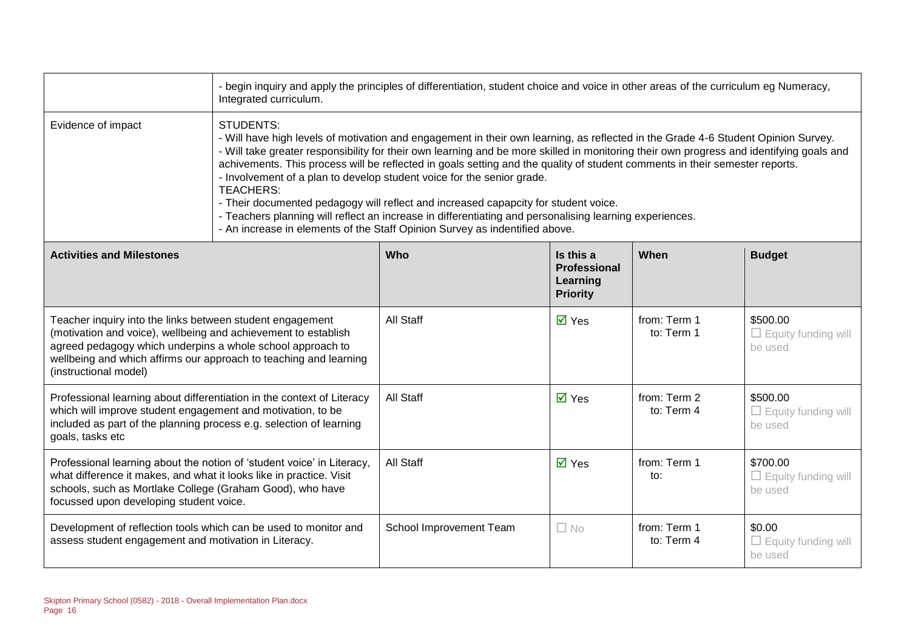| | |
|---|---|
| | - begin inquiry and apply the principles of differentiation, student choice and voice in other areas of the curriculum eg Numeracy, Integrated curriculum. |
| Evidence of impact | STUDENTS:<br>- Will have high levels of motivation and engagement in their own learning, as reflected in the Grade 4-6 Student Opinion Survey.<br>- Will take greater responsibility for their own learning and be more skilled in monitoring their own progress and identifying goals and achievements. This process will be reflected in goals setting and the quality of student comments in their semester reports.<br>- Involvement of a plan to develop student voice for the senior grade.<br>TEACHERS:<br>- Their documented pedagogy will reflect and increased capapcity for student voice.<br>- Teachers planning will reflect an increase in differentiating and personalising learning experiences.<br>- An increase in elements of the Staff Opinion Survey as indentified above. |

| Activities and Milestones | Who | Is this a Professional Learning Priority | When | Budget |
|---|---|---|---|---|
| Teacher inquiry into the links between student engagement (motivation and voice), wellbeing and achievement to establish agreed pedagogy which underpins a whole school approach to wellbeing and which affirms our approach to teaching and learning (instructional model) | All Staff | ☑ Yes | from: Term 1<br>to: Term 1 | \$500.00<br>☐ Equity funding will be used |
| Professional learning about differentiation in the context of Literacy which will improve student engagement and motivation, to be included as part of the planning process e.g. selection of learning goals, tasks etc | All Staff | ☑ Yes | from: Term 2<br>to: Term 4 | \$500.00<br>☐ Equity funding will be used |
| Professional learning about the notion of 'student voice' in Literacy, what difference it makes, and what it looks like in practice. Visit schools, such as Mortlake College (Graham Good), who have focussed upon developing student voice. | All Staff | ☑ Yes | from: Term 1<br>to: | \$700.00<br>☐ Equity funding will be used |
| Development of reflection tools which can be used to monitor and assess student engagement and motivation in Literacy. | School Improvement Team | ☐ No | from: Term 1<br>to: Term 4 | \$0.00<br>☐ Equity funding will be used |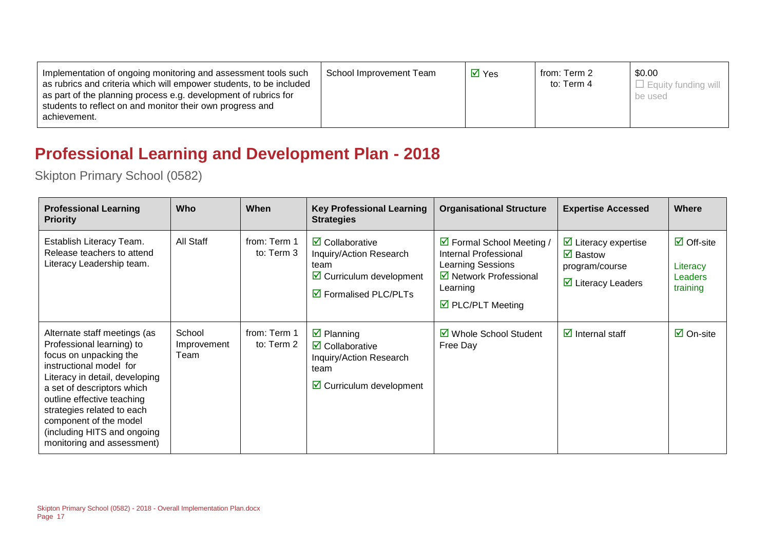| | | | | |
|---|---|---|---|---|
| Implementation of ongoing monitoring and assessment tools such as rubrics and criteria which will empower students, to be included as part of the planning process e.g. development of rubrics for students to reflect on and monitor their own progress and achievement. | School Improvement Team | ☑ Yes | from: Term 2 to: Term 4 | $0.00 ☐ Equity funding will be used |

## Professional Learning and Development Plan - 2018

Skipton Primary School (0582)

| Professional Learning Priority | Who | When | Key Professional Learning Strategies | Organisational Structure | Expertise Accessed | Where |
|---|---|---|---|---|---|---|
| Establish Literacy Team. Release teachers to attend Literacy Leadership team. | All Staff | from: Term 1 to: Term 3 | ☑ Collaborative Inquiry/Action Research team ☑ Curriculum development ☑ Formalised PLC/PLTs | ☑ Formal School Meeting / Internal Professional Learning Sessions ☑ Network Professional Learning ☑ PLC/PLT Meeting | ☑ Literacy expertise ☑ Bastow program/course ☑ Literacy Leaders | ☑ Off-site Literacy Leaders training |
| Alternate staff meetings (as Professional learning) to focus on unpacking the instructional model for Literacy in detail, developing a set of descriptors which outline effective teaching strategies related to each component of the model (including HITS and ongoing monitoring and assessment) | School Improvement Team | from: Term 1 to: Term 2 | ☑ Planning ☑ Collaborative Inquiry/Action Research team ☑ Curriculum development | ☑ Whole School Student Free Day | ☑ Internal staff | ☑ On-site |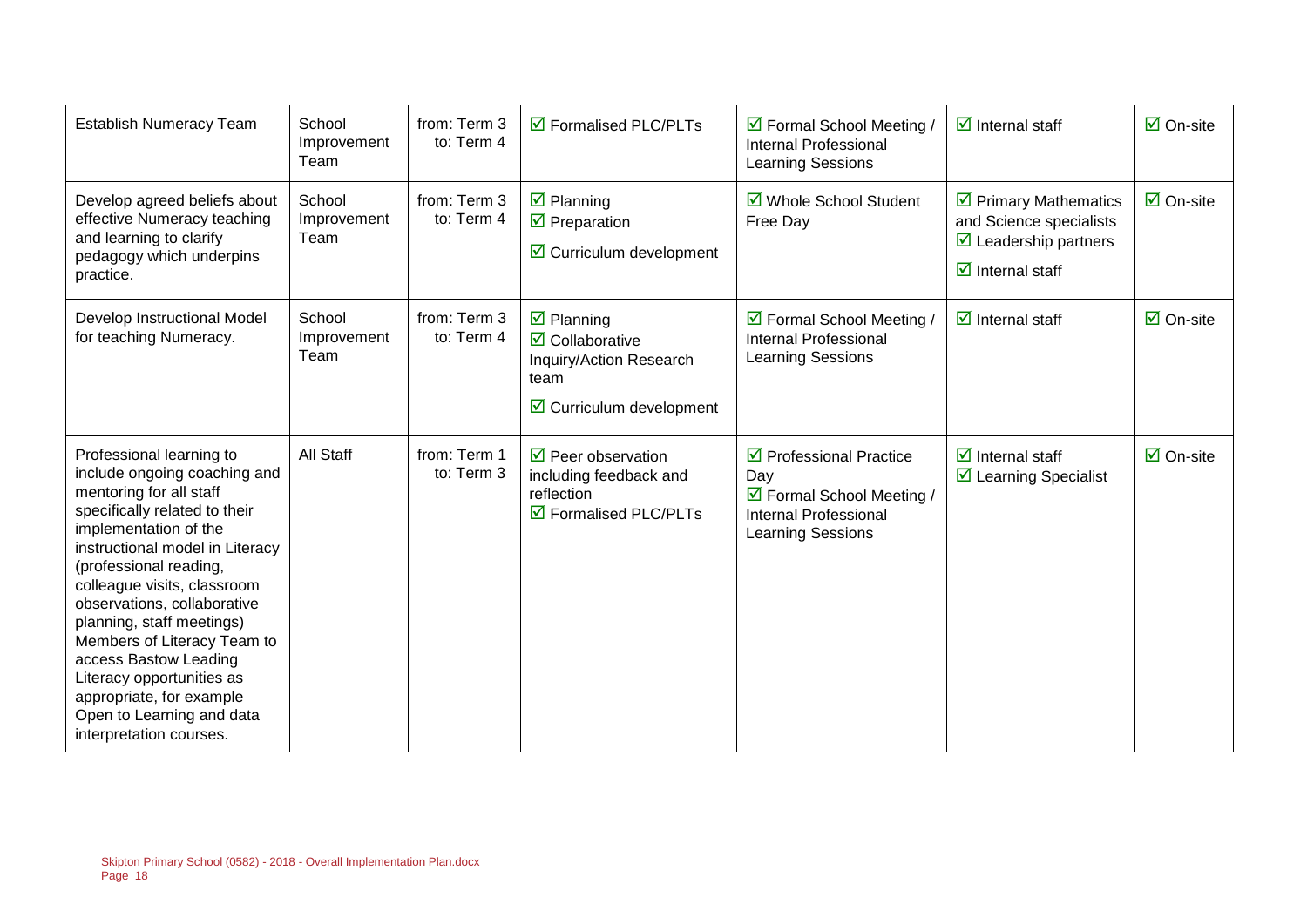| | | | | | | |
|---|---|---|---|---|---|---|
| Establish Numeracy Team | School Improvement Team | from: Term 3 to: Term 4 | ☑ Formalised PLC/PLTs | ☑ Formal School Meeting / Internal Professional Learning Sessions | ☑ Internal staff | ☑ On-site |
| Develop agreed beliefs about effective Numeracy teaching and learning to clarify pedagogy which underpins practice. | School Improvement Team | from: Term 3 to: Term 4 | ☑ Planning<br>☑ Preparation<br>☑ Curriculum development | ☑ Whole School Student Free Day | ☑ Primary Mathematics and Science specialists<br>☑ Leadership partners<br>☑ Internal staff | ☑ On-site |
| Develop Instructional Model for teaching Numeracy. | School Improvement Team | from: Term 3 to: Term 4 | ☑ Planning<br>☑ Collaborative Inquiry/Action Research team<br>☑ Curriculum development | ☑ Formal School Meeting / Internal Professional Learning Sessions | ☑ Internal staff | ☑ On-site |
| Professional learning to include ongoing coaching and mentoring for all staff specifically related to their implementation of the instructional model in Literacy (professional reading, colleague visits, classroom observations, collaborative planning, staff meetings) Members of Literacy Team to access Bastow Leading Literacy opportunities as appropriate, for example Open to Learning and data interpretation courses. | All Staff | from: Term 1 to: Term 3 | ☑ Peer observation including feedback and reflection<br>☑ Formalised PLC/PLTs | ☑ Professional Practice Day<br>☑ Formal School Meeting / Internal Professional Learning Sessions | ☑ Internal staff<br>☑ Learning Specialist | ☑ On-site |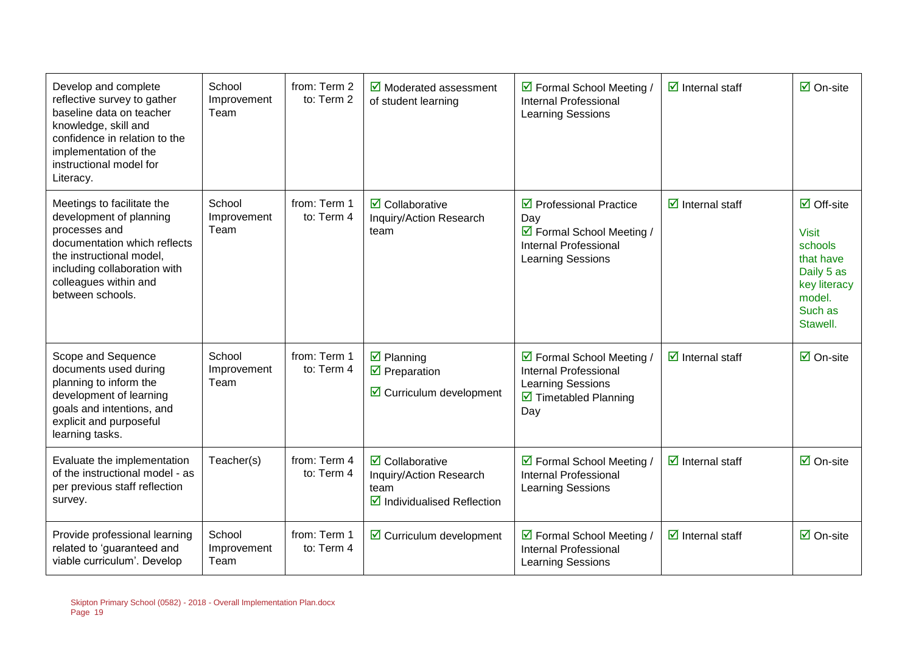| | | | | | | |
|---|---|---|---|---|---|---|
| Develop and complete reflective survey to gather baseline data on teacher knowledge, skill and confidence in relation to the implementation of the instructional model for Literacy. | School Improvement Team | from: Term 2<br>to: Term 2 | ☑ Moderated assessment of student learning | ☑ Formal School Meeting / Internal Professional Learning Sessions | ☑ Internal staff | ☑ On-site |
| Meetings to facilitate the development of planning processes and documentation which reflects the instructional model, including collaboration with colleagues within and between schools. | School Improvement Team | from: Term 1<br>to: Term 4 | ☑ Collaborative Inquiry/Action Research team | ☑ Professional Practice Day<br>☑ Formal School Meeting / Internal Professional Learning Sessions | ☑ Internal staff | ☑ Off-site<br>Visit schools that have Daily 5 as key literacy model. Such as Stawell. |
| Scope and Sequence documents used during planning to inform the development of learning goals and intentions, and explicit and purposeful learning tasks. | School Improvement Team | from: Term 1<br>to: Term 4 | ☑ Planning<br>☑ Preparation<br>☑ Curriculum development | ☑ Formal School Meeting / Internal Professional Learning Sessions<br>☑ Timetabled Planning Day | ☑ Internal staff | ☑ On-site |
| Evaluate the implementation of the instructional model - as per previous staff reflection survey. | Teacher(s) | from: Term 4<br>to: Term 4 | ☑ Collaborative Inquiry/Action Research team<br>☑ Individualised Reflection | ☑ Formal School Meeting / Internal Professional Learning Sessions | ☑ Internal staff | ☑ On-site |
| Provide professional learning related to 'guaranteed and viable curriculum'. Develop | School Improvement Team | from: Term 1<br>to: Term 4 | ☑ Curriculum development | ☑ Formal School Meeting / Internal Professional Learning Sessions | ☑ Internal staff | ☑ On-site |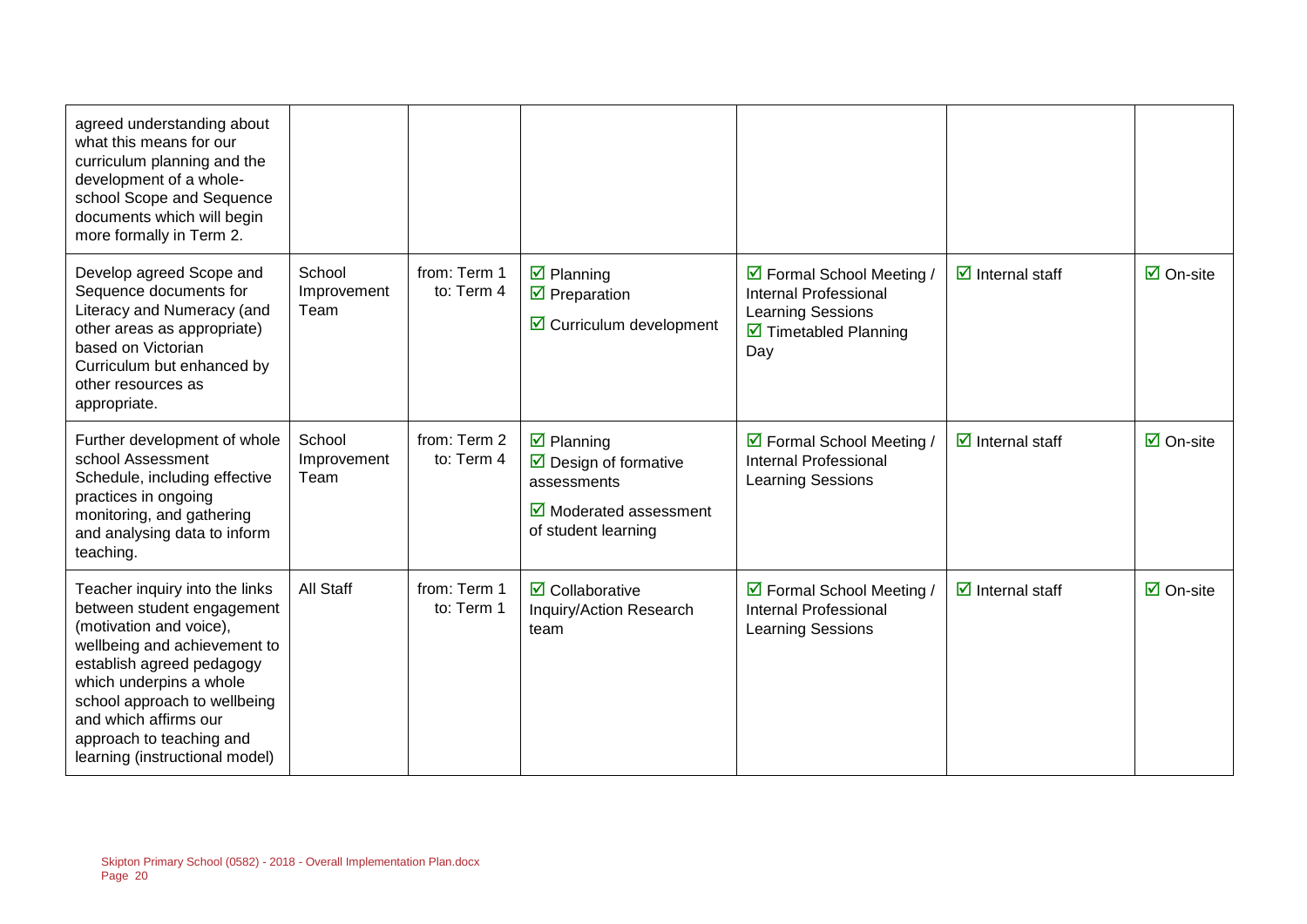| | | | | | | |
|---|---|---|---|---|---|---|
| agreed understanding about what this means for our curriculum planning and the development of a whole-school Scope and Sequence documents which will begin more formally in Term 2. | | | | | | |
| Develop agreed Scope and Sequence documents for Literacy and Numeracy (and other areas as appropriate) based on Victorian Curriculum but enhanced by other resources as appropriate. | School Improvement Team | from: Term 1 to: Term 4 | ☑ Planning ☑ Preparation ☑ Curriculum development | ☑ Formal School Meeting / Internal Professional Learning Sessions ☑ Timetabled Planning Day | ☑ Internal staff | ☑ On-site |
| Further development of whole school Assessment Schedule, including effective practices in ongoing monitoring, and gathering and analysing data to inform teaching. | School Improvement Team | from: Term 2 to: Term 4 | ☑ Planning ☑ Design of formative assessments ☑ Moderated assessment of student learning | ☑ Formal School Meeting / Internal Professional Learning Sessions | ☑ Internal staff | ☑ On-site |
| Teacher inquiry into the links between student engagement (motivation and voice), wellbeing and achievement to establish agreed pedagogy which underpins a whole school approach to wellbeing and which affirms our approach to teaching and learning (instructional model) | All Staff | from: Term 1 to: Term 1 | ☑ Collaborative Inquiry/Action Research team | ☑ Formal School Meeting / Internal Professional Learning Sessions | ☑ Internal staff | ☑ On-site |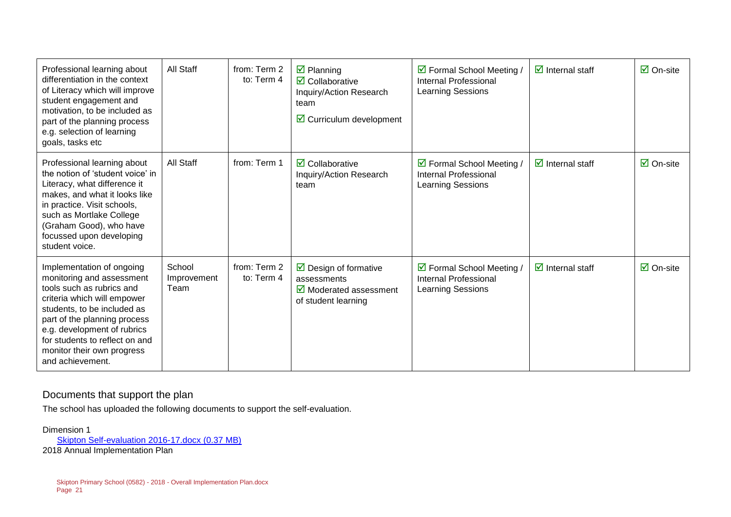| Professional learning about differentiation in the context of Literacy which will improve student engagement and motivation, to be included as part of the planning process e.g. selection of learning goals, tasks etc | All Staff | from: Term 2 to: Term 4 | ☑ Planning ☑ Collaborative Inquiry/Action Research team ☑ Curriculum development | ☑ Formal School Meeting / Internal Professional Learning Sessions | ☑ Internal staff | ☑ On-site |
|---|---|---|---|---|---|---|
| Professional learning about the notion of 'student voice' in Literacy, what difference it makes, and what it looks like in practice. Visit schools, such as Mortlake College (Graham Good), who have focussed upon developing student voice. | All Staff | from: Term 1 | ☑ Collaborative Inquiry/Action Research team | ☑ Formal School Meeting / Internal Professional Learning Sessions | ☑ Internal staff | ☑ On-site |
| Implementation of ongoing monitoring and assessment tools such as rubrics and criteria which will empower students, to be included as part of the planning process e.g. development of rubrics for students to reflect on and monitor their own progress and achievement. | School Improvement Team | from: Term 2 to: Term 4 | ☑ Design of formative assessments ☑ Moderated assessment of student learning | ☑ Formal School Meeting / Internal Professional Learning Sessions | ☑ Internal staff | ☑ On-site |

## Documents that support the plan

The school has uploaded the following documents to support the self-evaluation.

Dimension 1

Skipton Self-evaluation 2016-17.docx (0.37 MB)

2018 Annual Implementation Plan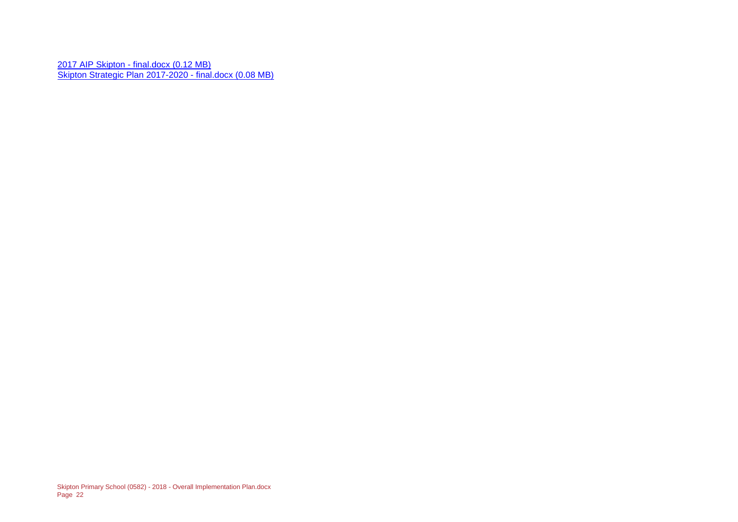2017 AIP Skipton - final.docx (0.12 MB)
Skipton Strategic Plan 2017-2020 - final.docx (0.08 MB)